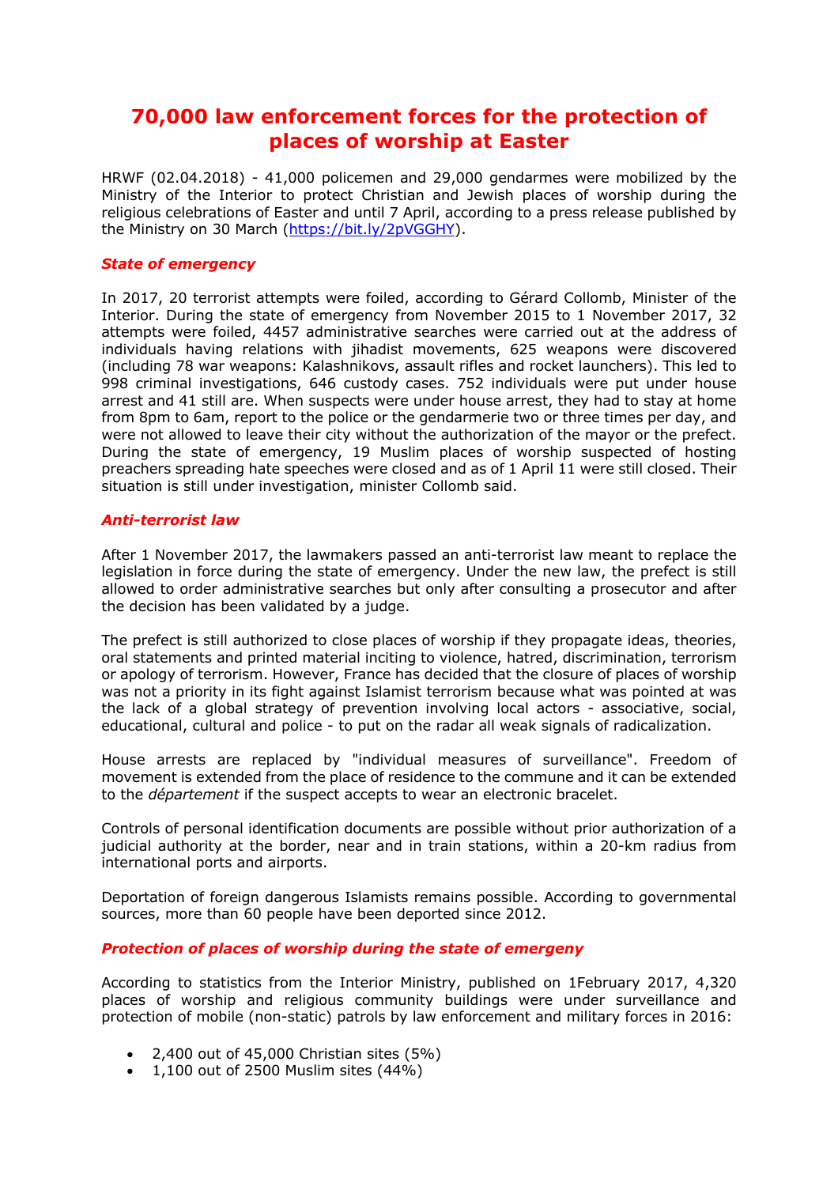# 70,000 law enforcement forces for the protection of places of worship at Easter

HRWF (02.04.2018) - 41,000 policemen and 29,000 gendarmes were mobilized by the Ministry of the Interior to protect Christian and Jewish places of worship during the religious celebrations of Easter and until 7 April, according to a press release published by the Ministry on 30 March (https://bit.ly/2pVGGHY).

### *State of emergency*

In 2017, 20 terrorist attempts were foiled, according to Gérard Collomb, Minister of the Interior. During the state of emergency from November 2015 to 1 November 2017, 32 attempts were foiled, 4457 administrative searches were carried out at the address of individuals having relations with jihadist movements, 625 weapons were discovered (including 78 war weapons: Kalashnikovs, assault rifles and rocket launchers). This led to 998 criminal investigations, 646 custody cases. 752 individuals were put under house arrest and 41 still are. When suspects were under house arrest, they had to stay at home from 8pm to 6am, report to the police or the gendarmerie two or three times per day, and were not allowed to leave their city without the authorization of the mayor or the prefect. During the state of emergency, 19 Muslim places of worship suspected of hosting preachers spreading hate speeches were closed and as of 1 April 11 were still closed. Their situation is still under investigation, minister Collomb said.

### *Anti-terrorist law*

After 1 November 2017, the lawmakers passed an anti-terrorist law meant to replace the legislation in force during the state of emergency. Under the new law, the prefect is still allowed to order administrative searches but only after consulting a prosecutor and after the decision has been validated by a judge.

The prefect is still authorized to close places of worship if they propagate ideas, theories, oral statements and printed material inciting to violence, hatred, discrimination, terrorism or apology of terrorism. However, France has decided that the closure of places of worship was not a priority in its fight against Islamist terrorism because what was pointed at was the lack of a global strategy of prevention involving local actors - associative, social, educational, cultural and police - to put on the radar all weak signals of radicalization.

House arrests are replaced by "individual measures of surveillance". Freedom of movement is extended from the place of residence to the commune and it can be extended to the *département* if the suspect accepts to wear an electronic bracelet.

Controls of personal identification documents are possible without prior authorization of a judicial authority at the border, near and in train stations, within a 20-km radius from international ports and airports.

Deportation of foreign dangerous Islamists remains possible. According to governmental sources, more than 60 people have been deported since 2012.

### *Protection of places of worship during the state of emergeny*

According to statistics from the Interior Ministry, published on 1February 2017, 4,320 places of worship and religious community buildings were under surveillance and protection of mobile (non-static) patrols by law enforcement and military forces in 2016:

- 2,400 out of 45,000 Christian sites (5%)
- 1,100 out of 2500 Muslim sites (44%)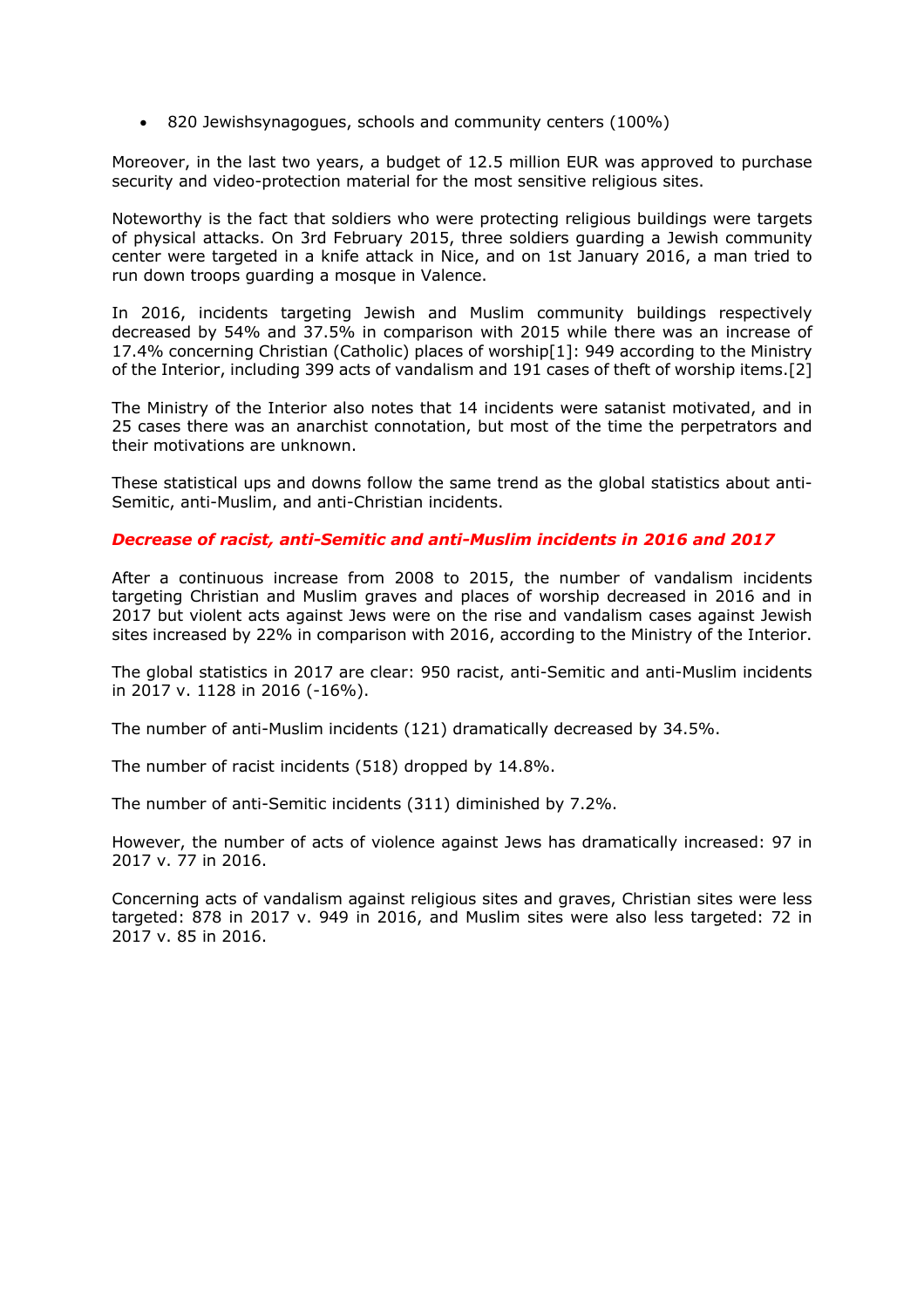- 820 Jewishsynagogues, schools and community centers (100%)

Moreover, in the last two years, a budget of 12.5 million EUR was approved to purchase security and video-protection material for the most sensitive religious sites.

Noteworthy is the fact that soldiers who were protecting religious buildings were targets of physical attacks. On 3rd February 2015, three soldiers guarding a Jewish community center were targeted in a knife attack in Nice, and on 1st January 2016, a man tried to run down troops guarding a mosque in Valence.

In 2016, incidents targeting Jewish and Muslim community buildings respectively decreased by 54% and 37.5% in comparison with 2015 while there was an increase of 17.4% concerning Christian (Catholic) places of worship[1]: 949 according to the Ministry of the Interior, including 399 acts of vandalism and 191 cases of theft of worship items.[2]

The Ministry of the Interior also notes that 14 incidents were satanist motivated, and in 25 cases there was an anarchist connotation, but most of the time the perpetrators and their motivations are unknown.

These statistical ups and downs follow the same trend as the global statistics about anti-Semitic, anti-Muslim, and anti-Christian incidents.

***Decrease of racist, anti-Semitic and anti-Muslim incidents in 2016 and 2017***

After a continuous increase from 2008 to 2015, the number of vandalism incidents targeting Christian and Muslim graves and places of worship decreased in 2016 and in 2017 but violent acts against Jews were on the rise and vandalism cases against Jewish sites increased by 22% in comparison with 2016, according to the Ministry of the Interior.

The global statistics in 2017 are clear: 950 racist, anti-Semitic and anti-Muslim incidents in 2017 v. 1128 in 2016 (-16%).

The number of anti-Muslim incidents (121) dramatically decreased by 34.5%.

The number of racist incidents (518) dropped by 14.8%.

The number of anti-Semitic incidents (311) diminished by 7.2%.

However, the number of acts of violence against Jews has dramatically increased: 97 in 2017 v. 77 in 2016.

Concerning acts of vandalism against religious sites and graves, Christian sites were less targeted: 878 in 2017 v. 949 in 2016, and Muslim sites were also less targeted: 72 in 2017 v. 85 in 2016.